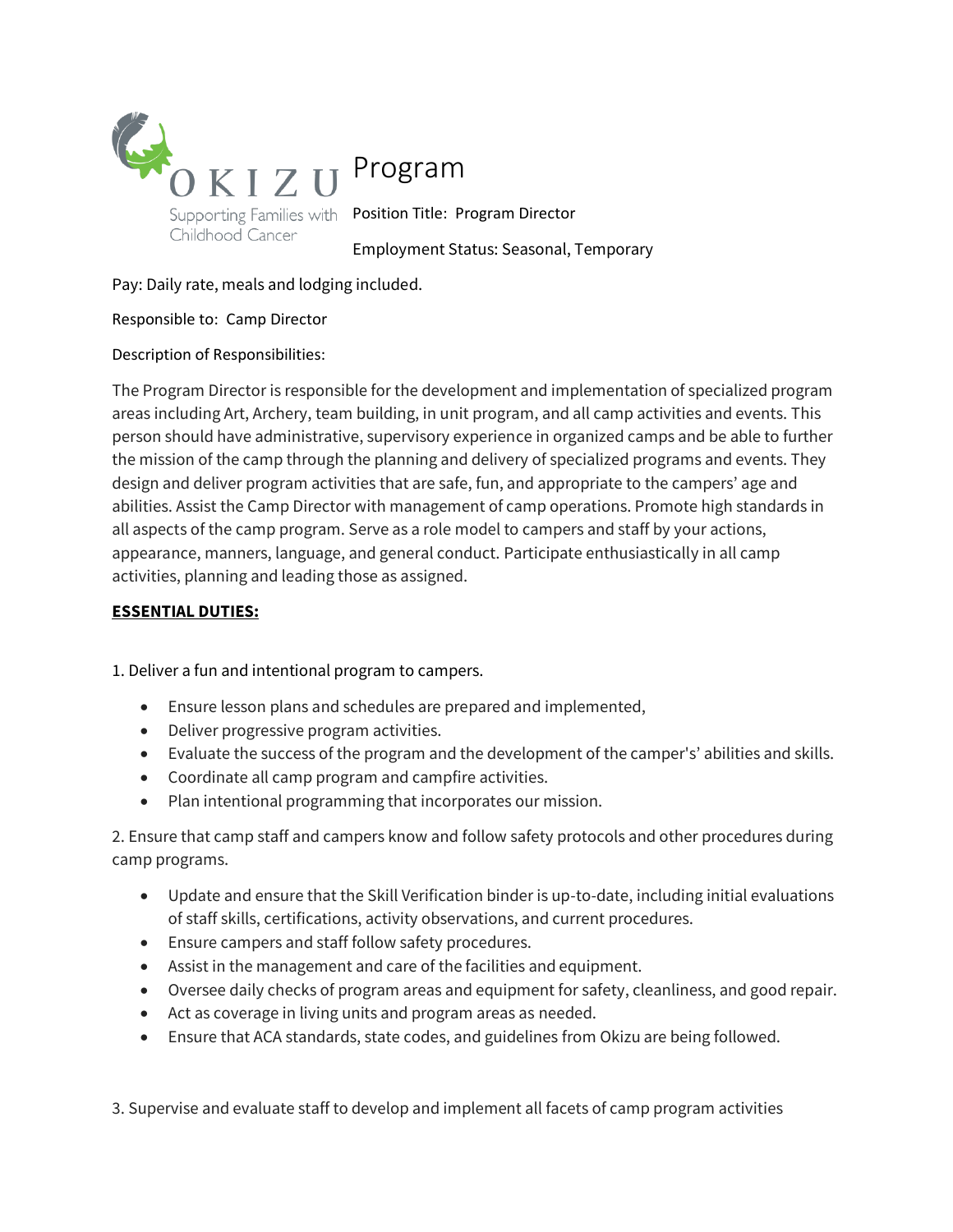OKIZU

Supporting Families with Childhood Cancer

# Program

Position Title: Program Director

Employment Status: Seasonal, Temporary

Pay: Daily rate, meals and lodging included.

Responsible to: Camp Director

Description of Responsibilities:

The Program Director is responsible for the development and implementation of specialized program areas including Art, Archery, team building, in unit program, and all camp activities and events. This person should have administrative, supervisory experience in organized camps and be able to further the mission of the camp through the planning and delivery of specialized programs and events. They design and deliver program activities that are safe, fun, and appropriate to the campers' age and abilities. Assist the Camp Director with management of camp operations. Promote high standards in all aspects of the camp program. Serve as a role model to campers and staff by your actions, appearance, manners, language, and general conduct. Participate enthusiastically in all camp activities, planning and leading those as assigned.

**ESSENTIAL DUTIES:**

1. Deliver a fun and intentional program to campers.

- Ensure lesson plans and schedules are prepared and implemented,
- Deliver progressive program activities.
- Evaluate the success of the program and the development of the camper's' abilities and skills.
- Coordinate all camp program and campfire activities.
- Plan intentional programming that incorporates our mission.

2. Ensure that camp staff and campers know and follow safety protocols and other procedures during camp programs.

- Update and ensure that the Skill Verification binder is up-to-date, including initial evaluations of staff skills, certifications, activity observations, and current procedures.
- Ensure campers and staff follow safety procedures.
- Assist in the management and care of the facilities and equipment.
- Oversee daily checks of program areas and equipment for safety, cleanliness, and good repair.
- Act as coverage in living units and program areas as needed.
- Ensure that ACA standards, state codes, and guidelines from Okizu are being followed.

3. Supervise and evaluate staff to develop and implement all facets of camp program activities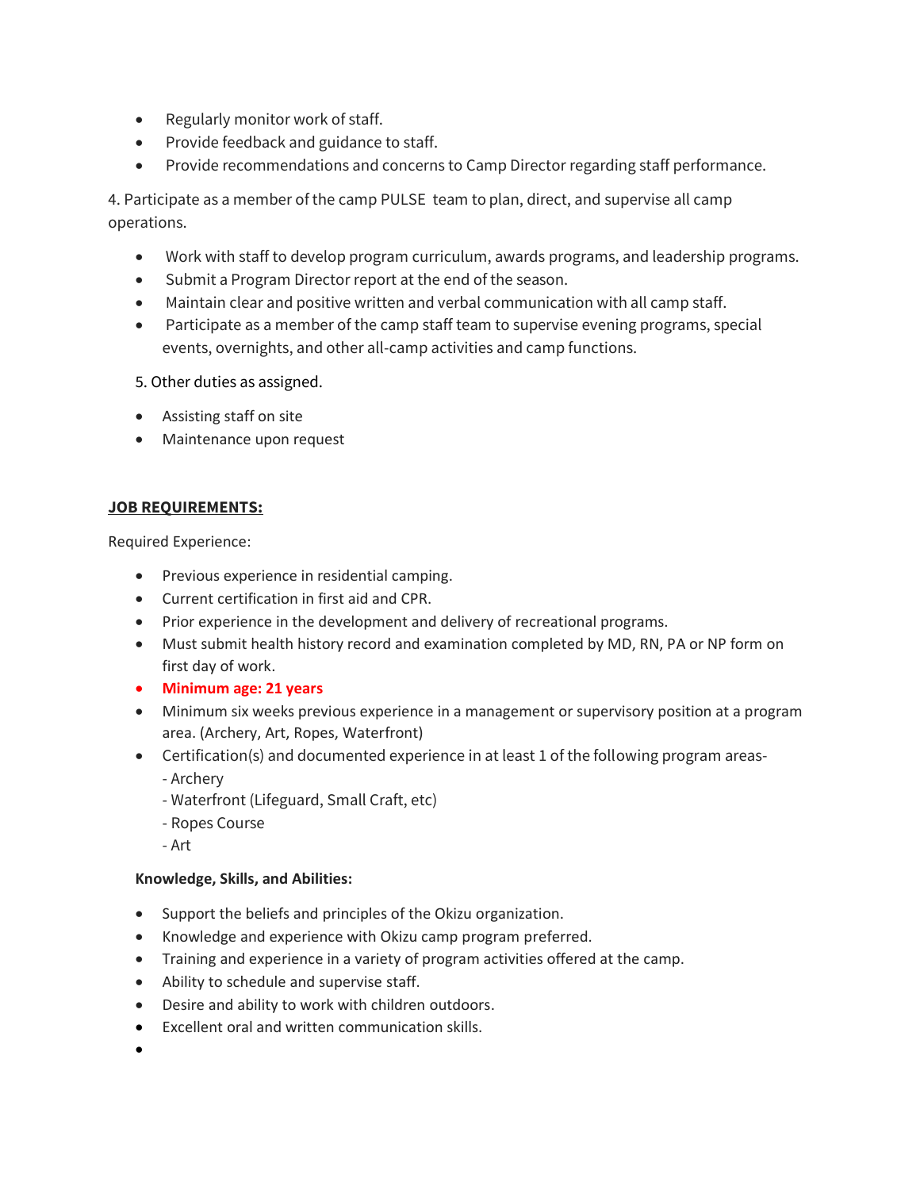- Regularly monitor work of staff.
- Provide feedback and guidance to staff.
- Provide recommendations and concerns to Camp Director regarding staff performance.

4. Participate as a member of the camp PULSE team to plan, direct, and supervise all camp operations.

- Work with staff to develop program curriculum, awards programs, and leadership programs.
- Submit a Program Director report at the end of the season.
- Maintain clear and positive written and verbal communication with all camp staff.
- Participate as a member of the camp staff team to supervise evening programs, special events, overnights, and other all-camp activities and camp functions.

5. Other duties as assigned.

- Assisting staff on site
- Maintenance upon request

**JOB REQUIREMENTS:**

Required Experience:

- Previous experience in residential camping.
- Current certification in first aid and CPR.
- Prior experience in the development and delivery of recreational programs.
- Must submit health history record and examination completed by MD, RN, PA or NP form on first day of work.
- **Minimum age: 21 years**
- Minimum six weeks previous experience in a management or supervisory position at a program area. (Archery, Art, Ropes, Waterfront)
- Certification(s) and documented experience in at least 1 of the following program areas-
  - Archery
  - Waterfront (Lifeguard, Small Craft, etc)
  - Ropes Course
  - Art

**Knowledge, Skills, and Abilities:**

- Support the beliefs and principles of the Okizu organization.
- Knowledge and experience with Okizu camp program preferred.
- Training and experience in a variety of program activities offered at the camp.
- Ability to schedule and supervise staff.
- Desire and ability to work with children outdoors.
- Excellent oral and written communication skills.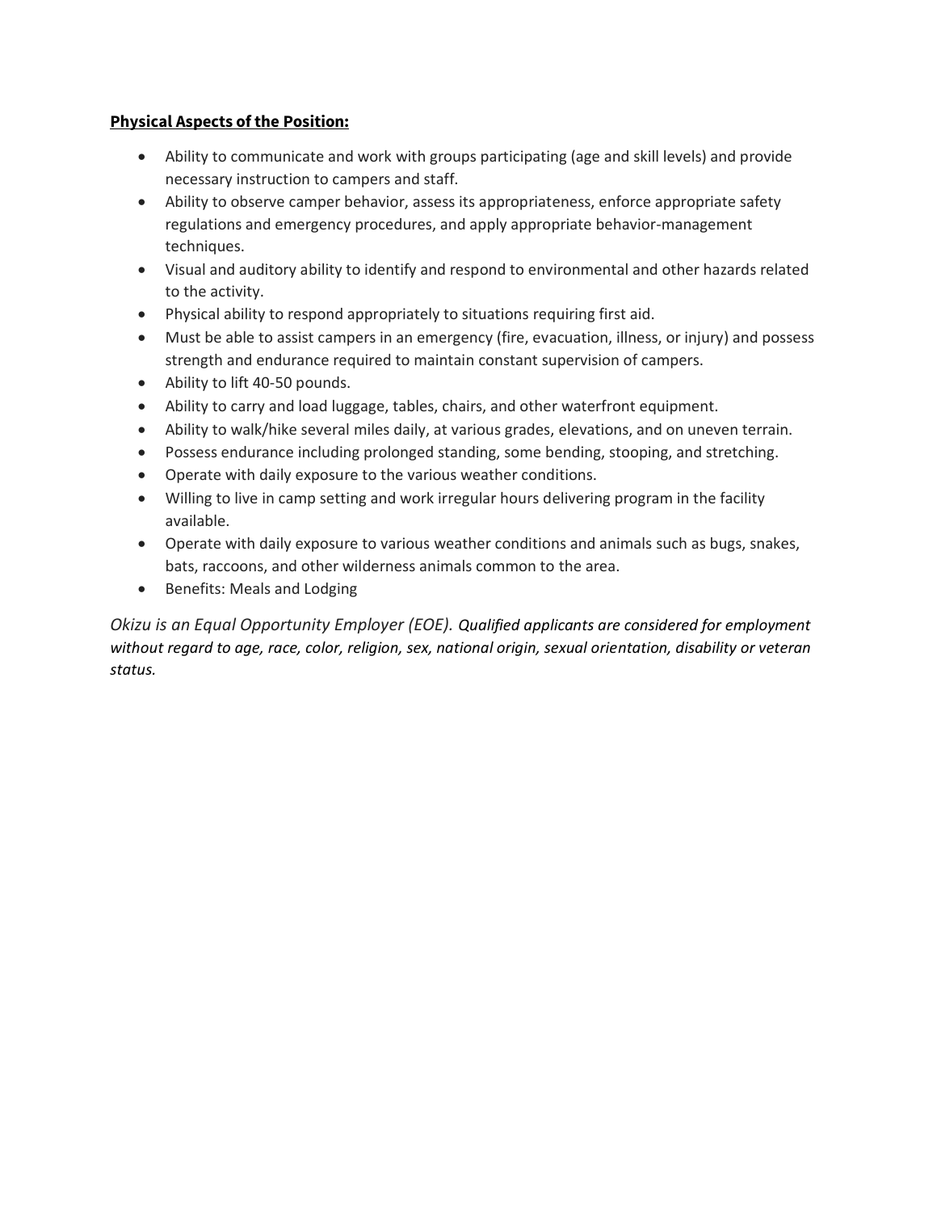**Physical Aspects of the Position:**

- Ability to communicate and work with groups participating (age and skill levels) and provide necessary instruction to campers and staff.
- Ability to observe camper behavior, assess its appropriateness, enforce appropriate safety regulations and emergency procedures, and apply appropriate behavior-management techniques.
- Visual and auditory ability to identify and respond to environmental and other hazards related to the activity.
- Physical ability to respond appropriately to situations requiring first aid.
- Must be able to assist campers in an emergency (fire, evacuation, illness, or injury) and possess strength and endurance required to maintain constant supervision of campers.
- Ability to lift 40-50 pounds.
- Ability to carry and load luggage, tables, chairs, and other waterfront equipment.
- Ability to walk/hike several miles daily, at various grades, elevations, and on uneven terrain.
- Possess endurance including prolonged standing, some bending, stooping, and stretching.
- Operate with daily exposure to the various weather conditions.
- Willing to live in camp setting and work irregular hours delivering program in the facility available.
- Operate with daily exposure to various weather conditions and animals such as bugs, snakes, bats, raccoons, and other wilderness animals common to the area.
- Benefits: Meals and Lodging

*Okizu is an Equal Opportunity Employer (EOE). Qualified applicants are considered for employment without regard to age, race, color, religion, sex, national origin, sexual orientation, disability or veteran status.*